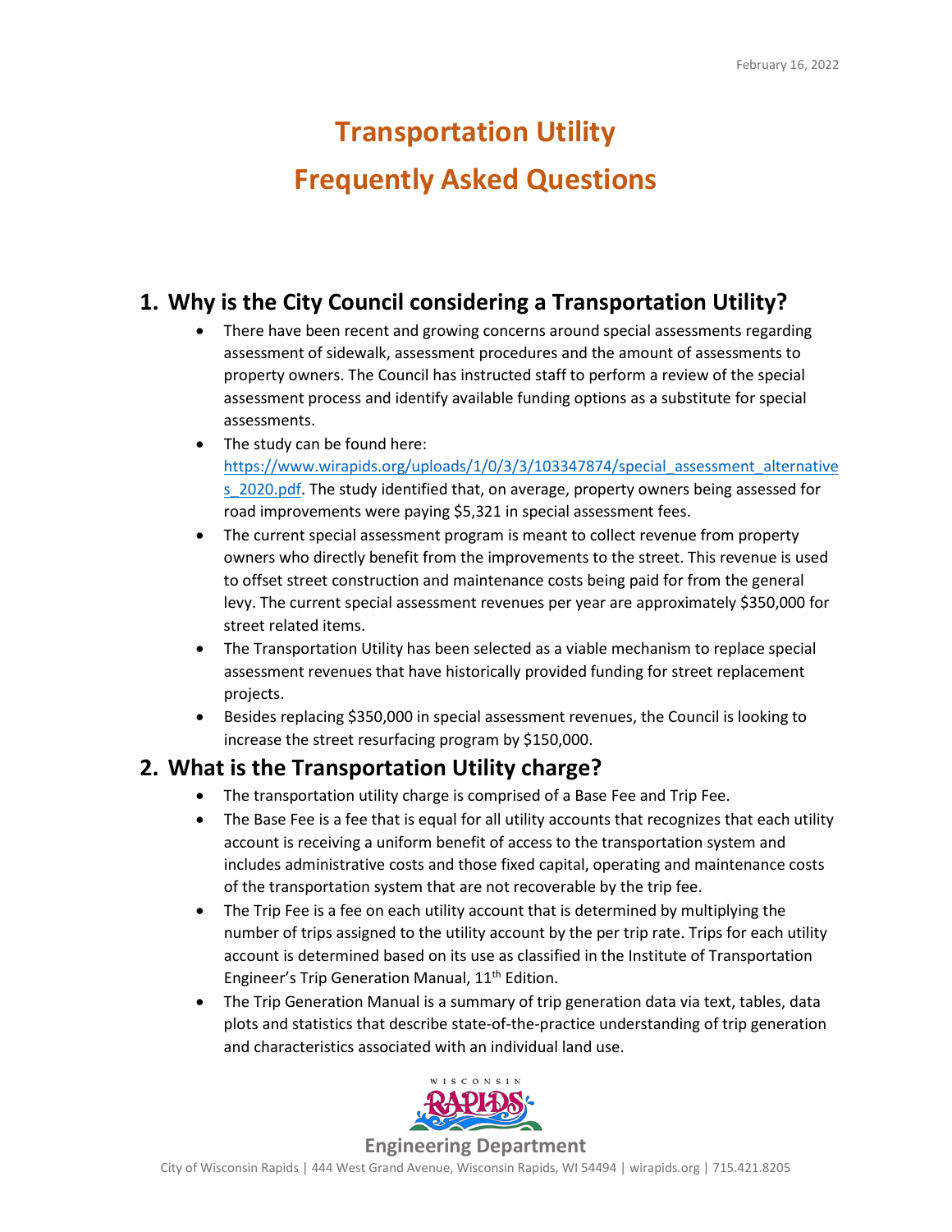February 16, 2022

# Transportation Utility

# Frequently Asked Questions

## 1. Why is the City Council considering a Transportation Utility?

- There have been recent and growing concerns around special assessments regarding assessment of sidewalk, assessment procedures and the amount of assessments to property owners. The Council has instructed staff to perform a review of the special assessment process and identify available funding options as a substitute for special assessments.
- The study can be found here: https://www.wirapids.org/uploads/1/0/3/3/103347874/special_assessment_alternatives_2020.pdf. The study identified that, on average, property owners being assessed for road improvements were paying $5,321 in special assessment fees.
- The current special assessment program is meant to collect revenue from property owners who directly benefit from the improvements to the street. This revenue is used to offset street construction and maintenance costs being paid for from the general levy. The current special assessment revenues per year are approximately $350,000 for street related items.
- The Transportation Utility has been selected as a viable mechanism to replace special assessment revenues that have historically provided funding for street replacement projects.
- Besides replacing $350,000 in special assessment revenues, the Council is looking to increase the street resurfacing program by $150,000.

## 2. What is the Transportation Utility charge?

- The transportation utility charge is comprised of a Base Fee and Trip Fee.
- The Base Fee is a fee that is equal for all utility accounts that recognizes that each utility account is receiving a uniform benefit of access to the transportation system and includes administrative costs and those fixed capital, operating and maintenance costs of the transportation system that are not recoverable by the trip fee.
- The Trip Fee is a fee on each utility account that is determined by multiplying the number of trips assigned to the utility account by the per trip rate. Trips for each utility account is determined based on its use as classified in the Institute of Transportation Engineer's Trip Generation Manual, 11th Edition.
- The Trip Generation Manual is a summary of trip generation data via text, tables, data plots and statistics that describe state-of-the-practice understanding of trip generation and characteristics associated with an individual land use.

Engineering Department

City of Wisconsin Rapids | 444 West Grand Avenue, Wisconsin Rapids, WI 54494 | wirapids.org | 715.421.8205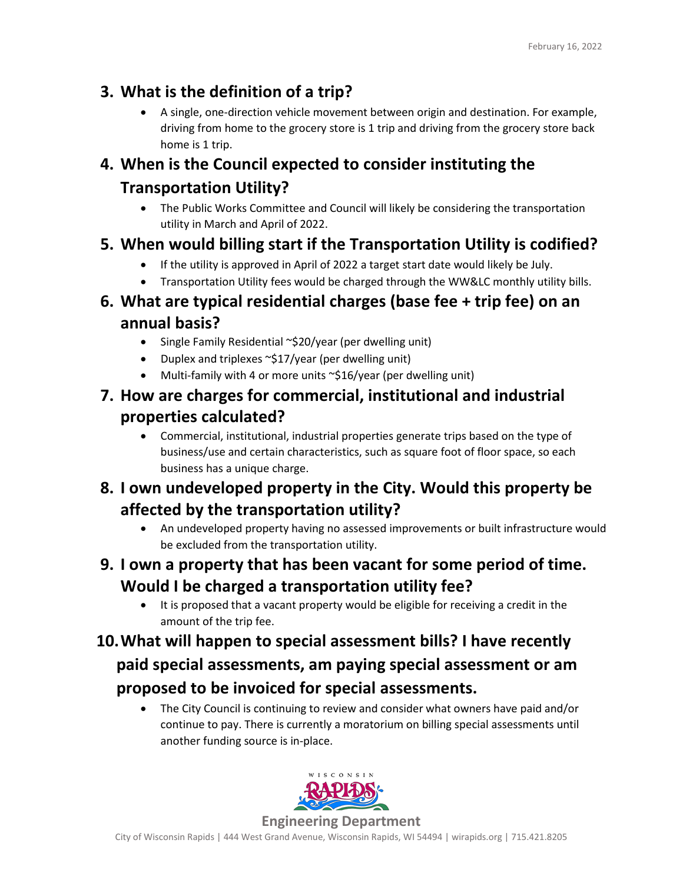3. **What is the definition of a trip?**
   - A single, one-direction vehicle movement between origin and destination. For example, driving from home to the grocery store is 1 trip and driving from the grocery store back home is 1 trip.
4. **When is the Council expected to consider instituting the Transportation Utility?**
   - The Public Works Committee and Council will likely be considering the transportation utility in March and April of 2022.
5. **When would billing start if the Transportation Utility is codified?**
   - If the utility is approved in April of 2022 a target start date would likely be July.
   - Transportation Utility fees would be charged through the WW&LC monthly utility bills.
6. **What are typical residential charges (base fee + trip fee) on an annual basis?**
   - Single Family Residential ~$20/year (per dwelling unit)
   - Duplex and triplexes ~$17/year (per dwelling unit)
   - Multi-family with 4 or more units ~$16/year (per dwelling unit)
7. **How are charges for commercial, institutional and industrial properties calculated?**
   - Commercial, institutional, industrial properties generate trips based on the type of business/use and certain characteristics, such as square foot of floor space, so each business has a unique charge.
8. **I own undeveloped property in the City. Would this property be affected by the transportation utility?**
   - An undeveloped property having no assessed improvements or built infrastructure would be excluded from the transportation utility.
9. **I own a property that has been vacant for some period of time. Would I be charged a transportation utility fee?**
   - It is proposed that a vacant property would be eligible for receiving a credit in the amount of the trip fee.
10. **What will happen to special assessment bills? I have recently paid special assessments, am paying special assessment or am proposed to be invoiced for special assessments.**
    - The City Council is continuing to review and consider what owners have paid and/or continue to pay. There is currently a moratorium on billing special assessments until another funding source is in-place.

WISCONSIN RAPIDS

Engineering Department

City of Wisconsin Rapids | 444 West Grand Avenue, Wisconsin Rapids, WI 54494 | wirapids.org | 715.421.8205